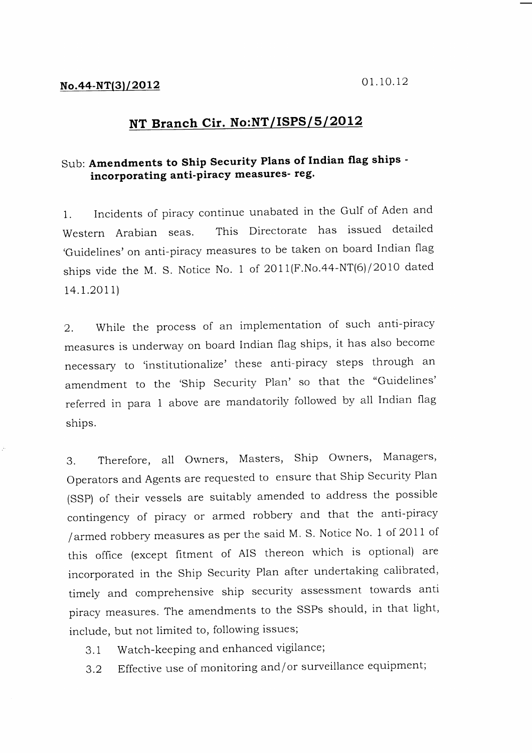**No.44-NT(3)/2012** 01.10.12

## NT Branch Cir. No:NT/ISPS/5/2012

Sub: **Amendments to Ship Security Plans of Indian flag ships - incorporating anti-piracy measures- reg.**

1. Incidents of piracy continue unabated in the Gulf of Aden and Western Arabian seas. This Directorate has issued detailed 'Guidelines' on anti-piracy measures to be taken on board Indian flag ships vide the M. S. Notice No. 1 of 2011(F.No.44-NT(6)/2010 dated 14.1.2011)

2. While the process of an implementation of such anti-piracy measures is underway on board Indian flag ships, it has also become necessary to 'institutionalize' these anti-piracy steps through an amendment to the 'Ship Security Plan' so that the "Guidelines' referred in para 1 above are mandatorily followed by all Indian flag ships.

3. Therefore, all Owners, Masters, Ship Owners, Managers, Operators and Agents are requested to ensure that Ship Security Plan (SSP) of their vessels are suitably amended to address the possible contingency of piracy or armed robbery and that the anti-piracy /armed robbery measures as per the said M. S. Notice No. 1 of 2011 of this office (except fitment of AIS thereon which is optional) are incorporated in the Ship Security Plan after undertaking calibrated, timely and comprehensive ship security assessment towards anti piracy measures. The amendments to the SSPs should, in that light, include, but not limited to, following issues;

   3.1 Watch-keeping and enhanced vigilance;

   3.2 Effective use of monitoring and/or surveillance equipment;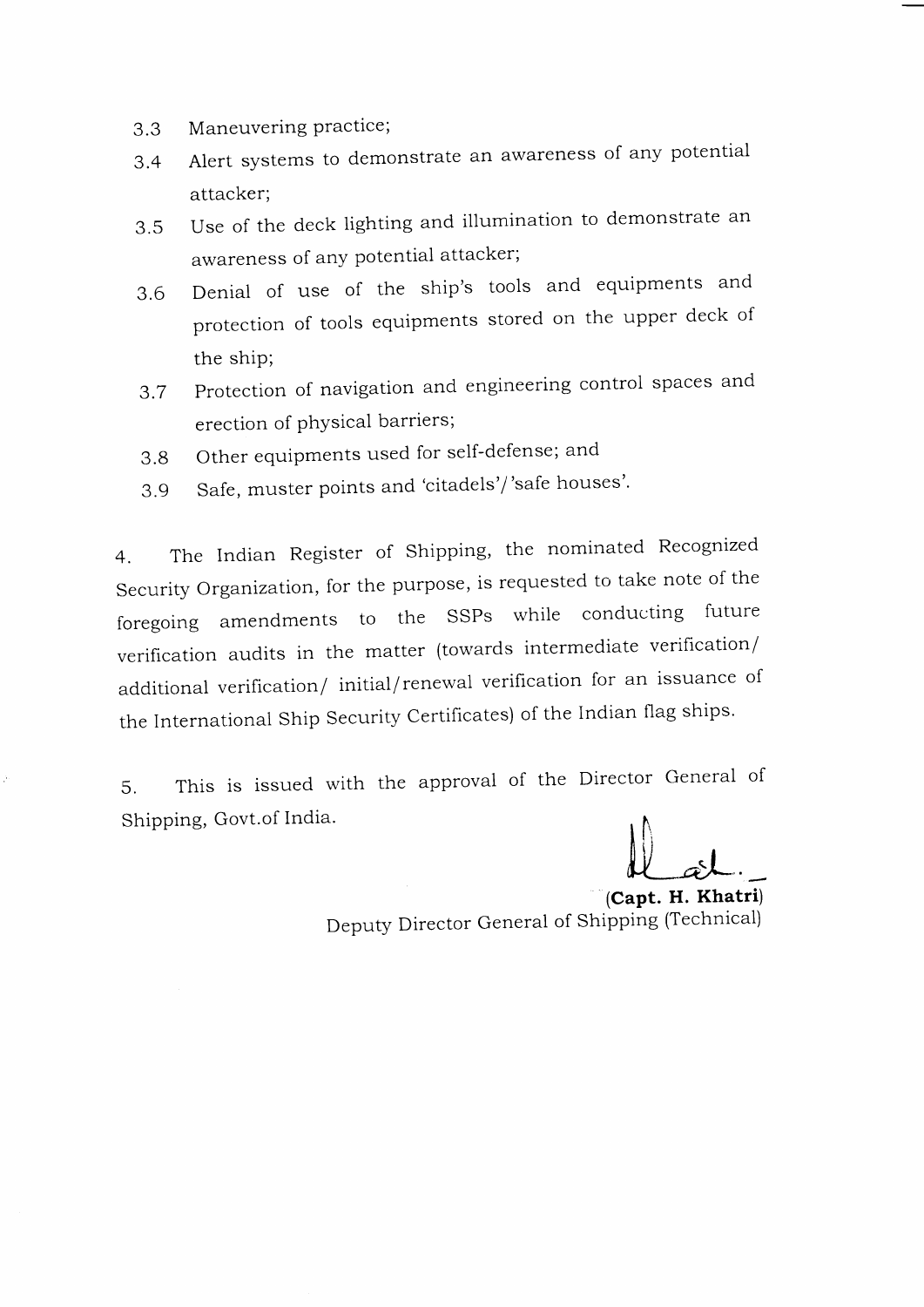3.3 Maneuvering practice;

3.4 Alert systems to demonstrate an awareness of any potential attacker;

3.5 Use of the deck lighting and illumination to demonstrate an awareness of any potential attacker;

3.6 Denial of use of the ship's tools and equipments and protection of tools equipments stored on the upper deck of the ship;

3.7 Protection of navigation and engineering control spaces and erection of physical barriers;

3.8 Other equipments used for self-defense; and

3.9 Safe, muster points and 'citadels'/'safe houses'.

4. The Indian Register of Shipping, the nominated Recognized Security Organization, for the purpose, is requested to take note of the foregoing amendments to the SSPs while conducting future verification audits in the matter (towards intermediate verification/ additional verification/ initial/renewal verification for an issuance of the International Ship Security Certificates) of the Indian flag ships.

5. This is issued with the approval of the Director General of Shipping, Govt.of India.

**(Capt. H. Khatri)**
Deputy Director General of Shipping (Technical)